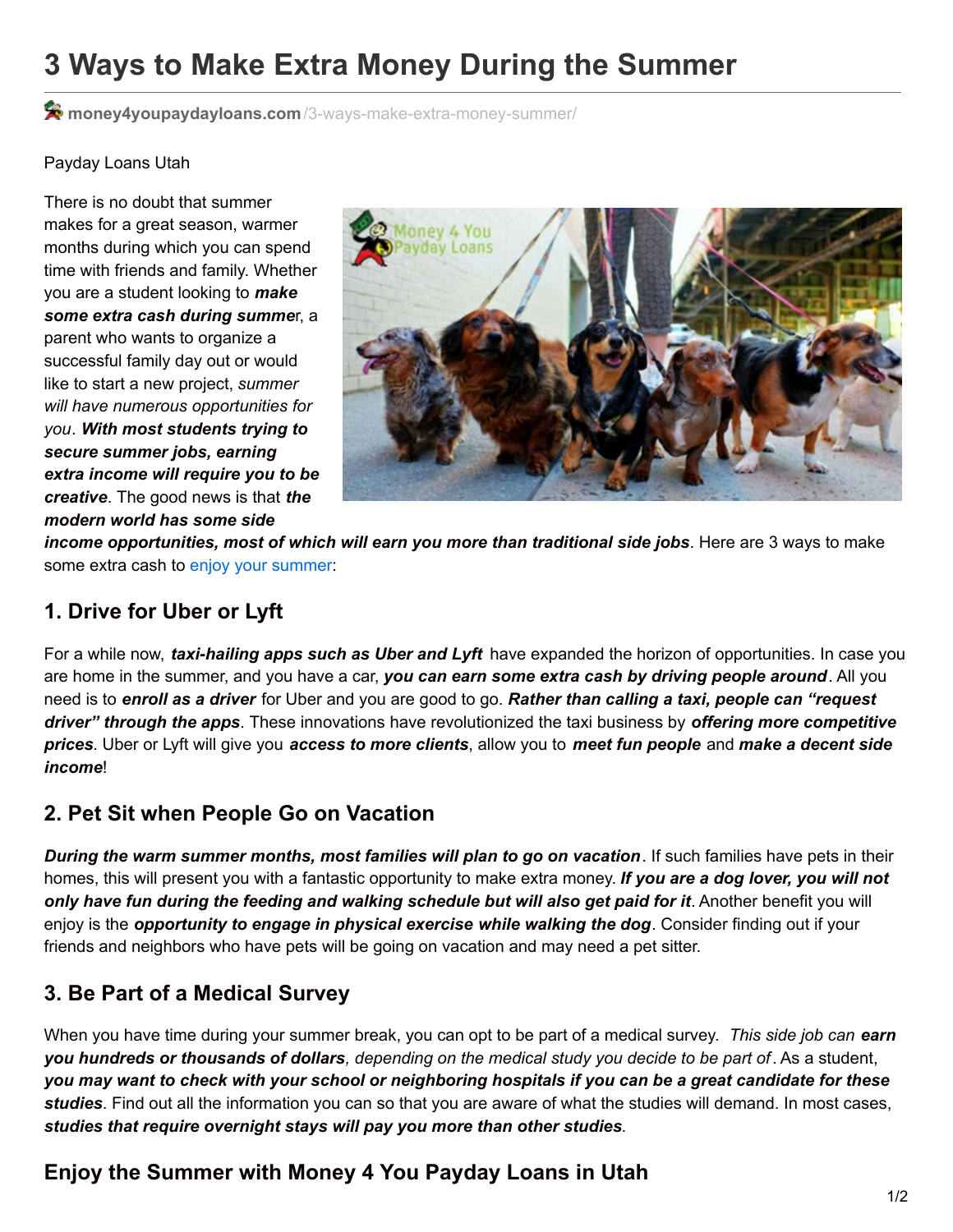# 3 Ways to Make Extra Money During the Summer

money4youpaydayloans.com/3-ways-make-extra-money-summer/

Payday Loans Utah

There is no doubt that summer makes for a great season, warmer months during which you can spend time with friends and family. Whether you are a student looking to ***make some extra cash during summe***r, a parent who wants to organize a successful family day out or would like to start a new project, *summer will have numerous opportunities for you*. ***With most students trying to secure summer jobs, earning extra income will require you to be creative***. The good news is that ***the modern world has some side income opportunities, most of which will earn you more than traditional side jobs***. Here are 3 ways to make some extra cash to enjoy your summer:

## 1. Drive for Uber or Lyft

For a while now, ***taxi-hailing apps such as Uber and Lyft*** have expanded the horizon of opportunities. In case you are home in the summer, and you have a car, ***you can earn some extra cash by driving people around***. All you need is to ***enroll as a driver*** for Uber and you are good to go. ***Rather than calling a taxi, people can "request driver" through the apps***. These innovations have revolutionized the taxi business by ***offering more competitive prices***. Uber or Lyft will give you ***access to more clients***, allow you to ***meet fun people*** and ***make a decent side income***!

## 2. Pet Sit when People Go on Vacation

***During the warm summer months, most families will plan to go on vacation***. If such families have pets in their homes, this will present you with a fantastic opportunity to make extra money. ***If you are a dog lover, you will not only have fun during the feeding and walking schedule but will also get paid for it***. Another benefit you will enjoy is the ***opportunity to engage in physical exercise while walking the dog***. Consider finding out if your friends and neighbors who have pets will be going on vacation and may need a pet sitter.

## 3. Be Part of a Medical Survey

When you have time during your summer break, you can opt to be part of a medical survey. *This side job can **earn you hundreds or thousands of dollars**, depending on the medical study you decide to be part of*. As a student, ***you may want to check with your school or neighboring hospitals if you can be a great candidate for these studies***. Find out all the information you can so that you are aware of what the studies will demand. In most cases, ***studies that require overnight stays will pay you more than other studies***.

## Enjoy the Summer with Money 4 You Payday Loans in Utah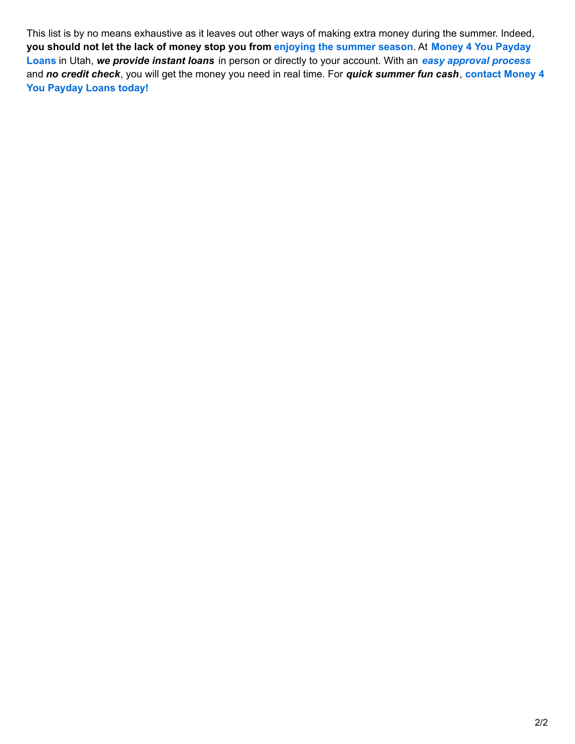This list is by no means exhaustive as it leaves out other ways of making extra money during the summer. Indeed, **you should not let the lack of money stop you from enjoying the summer season**. At **Money 4 You Payday Loans** in Utah, ***we provide instant loans*** in person or directly to your account. With an ***easy approval process*** and ***no credit check***, you will get the money you need in real time. For ***quick summer fun cash***, **contact Money 4 You Payday Loans today!**